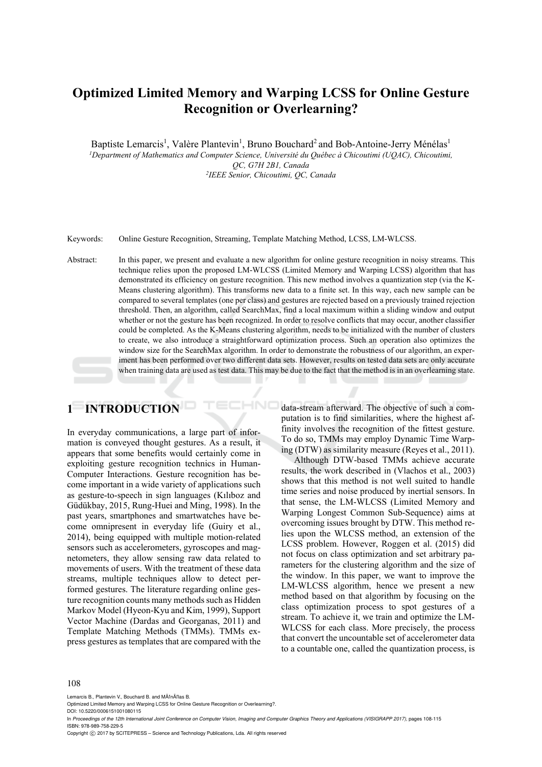# Optimized Limited Memory and Warping LCSS for Online Gesture Recognition or Overlearning?

Baptiste Lemarcis[1], Valère Plantevin[1], Bruno Bouchard[2] and Bob-Antoine-Jerry Ménélas[1]

[1]Department of Mathematics and Computer Science, Université du Québec à Chicoutimi (UQAC), Chicoutimi, QC, G7H 2B1, Canada

[2]IEEE Senior, Chicoutimi, QC, Canada

Keywords: Online Gesture Recognition, Streaming, Template Matching Method, LCSS, LM-WLCSS.

Abstract: In this paper, we present and evaluate a new algorithm for online gesture recognition in noisy streams. This technique relies upon the proposed LM-WLCSS (Limited Memory and Warping LCSS) algorithm that has demonstrated its efficiency on gesture recognition. This new method involves a quantization step (via the K-Means clustering algorithm). This transforms new data to a finite set. In this way, each new sample can be compared to several templates (one per class) and gestures are rejected based on a previously trained rejection threshold. Then, an algorithm, called SearchMax, find a local maximum within a sliding window and output whether or not the gesture has been recognized. In order to resolve conflicts that may occur, another classifier could be completed. As the K-Means clustering algorithm, needs to be initialized with the number of clusters to create, we also introduce a straightforward optimization process. Such an operation also optimizes the window size for the SearchMax algorithm. In order to demonstrate the robustness of our algorithm, an experiment has been performed over two different data sets. However, results on tested data sets are only accurate when training data are used as test data. This may be due to the fact that the method is in an overlearning state.

## 1 INTRODUCTION

In everyday communications, a large part of information is conveyed thought gestures. As a result, it appears that some benefits would certainly come in exploiting gesture recognition technics in Human-Computer Interactions. Gesture recognition has become important in a wide variety of applications such as gesture-to-speech in sign languages (Kılıboz and Güdükbay, 2015, Rung-Huei and Ming, 1998). In the past years, smartphones and smartwatches have become omnipresent in everyday life (Guiry et al., 2014), being equipped with multiple motion-related sensors such as accelerometers, gyroscopes and magnetometers, they allow sensing raw data related to movements of users. With the treatment of these data streams, multiple techniques allow to detect performed gestures. The literature regarding online gesture recognition counts many methods such as Hidden Markov Model (Hyeon-Kyu and Kim, 1999), Support Vector Machine (Dardas and Georganas, 2011) and Template Matching Methods (TMMs). TMMs express gestures as templates that are compared with the data-stream afterward. The objective of such a computation is to find similarities, where the highest affinity involves the recognition of the fittest gesture. To do so, TMMs may employ Dynamic Time Warping (DTW) as similarity measure (Reyes et al., 2011).

Although DTW-based TMMs achieve accurate results, the work described in (Vlachos et al., 2003) shows that this method is not well suited to handle time series and noise produced by inertial sensors. In that sense, the LM-WLCSS (Limited Memory and Warping Longest Common Sub-Sequence) aims at overcoming issues brought by DTW. This method relies upon the WLCSS method, an extension of the LCSS problem. However, Roggen et al. (2015) did not focus on class optimization and set arbitrary parameters for the clustering algorithm and the size of the window. In this paper, we want to improve the LM-WLCSS algorithm, hence we present a new method based on that algorithm by focusing on the class optimization process to spot gestures of a stream. To achieve it, we train and optimize the LM-WLCSS for each class. More precisely, the process that convert the uncountable set of accelerometer data to a countable one, called the quantization process, is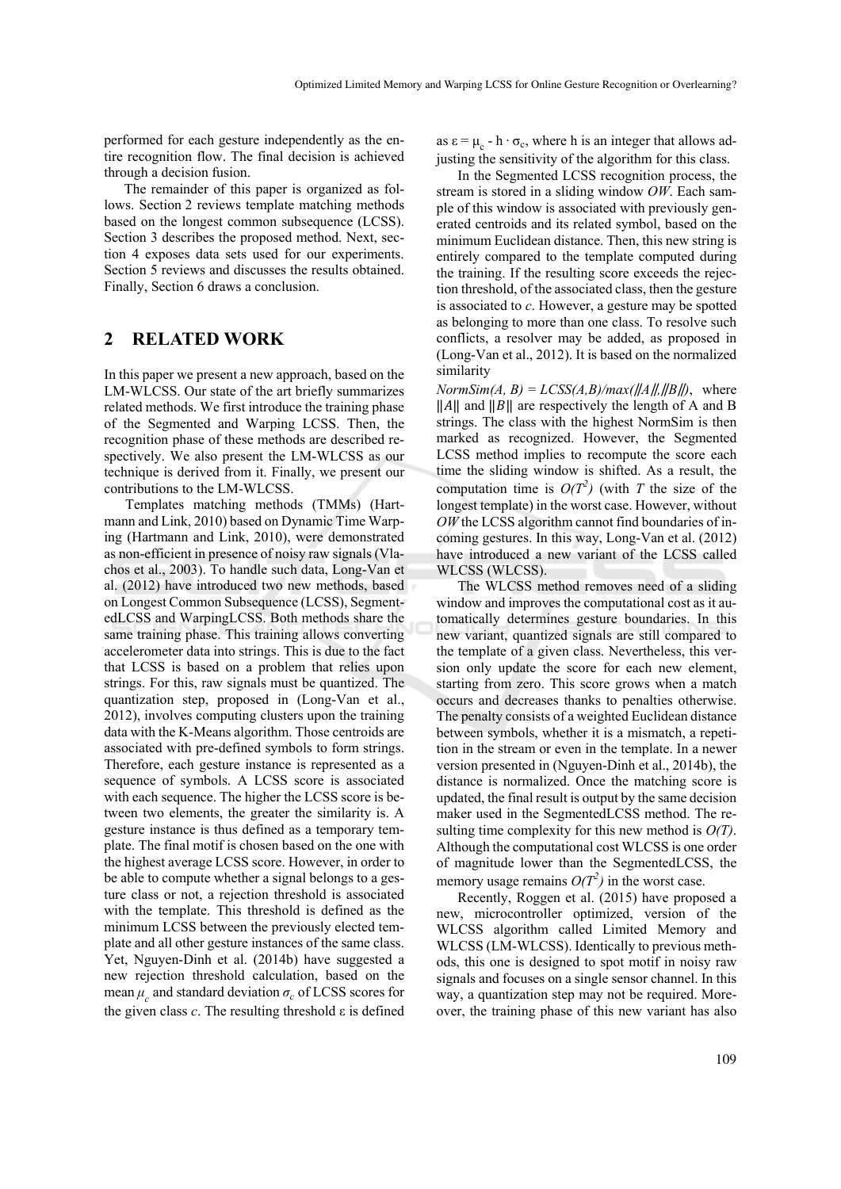performed for each gesture independently as the entire recognition flow. The final decision is achieved through a decision fusion.

The remainder of this paper is organized as follows. Section 2 reviews template matching methods based on the longest common subsequence (LCSS). Section 3 describes the proposed method. Next, section 4 exposes data sets used for our experiments. Section 5 reviews and discusses the results obtained. Finally, Section 6 draws a conclusion.

## 2 RELATED WORK

In this paper we present a new approach, based on the LM-WLCSS. Our state of the art briefly summarizes related methods. We first introduce the training phase of the Segmented and Warping LCSS. Then, the recognition phase of these methods are described respectively. We also present the LM-WLCSS as our technique is derived from it. Finally, we present our contributions to the LM-WLCSS.

Templates matching methods (TMMs) (Hartmann and Link, 2010) based on Dynamic Time Warping (Hartmann and Link, 2010), were demonstrated as non-efficient in presence of noisy raw signals (Vlachos et al., 2003). To handle such data, Long-Van et al. (2012) have introduced two new methods, based on Longest Common Subsequence (LCSS), SegmentedLCSS and WarpingLCSS. Both methods share the same training phase. This training allows converting accelerometer data into strings. This is due to the fact that LCSS is based on a problem that relies upon strings. For this, raw signals must be quantized. The quantization step, proposed in (Long-Van et al., 2012), involves computing clusters upon the training data with the K-Means algorithm. Those centroids are associated with pre-defined symbols to form strings. Therefore, each gesture instance is represented as a sequence of symbols. A LCSS score is associated with each sequence. The higher the LCSS score is between two elements, the greater the similarity is. A gesture instance is thus defined as a temporary template. The final motif is chosen based on the one with the highest average LCSS score. However, in order to be able to compute whether a signal belongs to a gesture class or not, a rejection threshold is associated with the template. This threshold is defined as the minimum LCSS between the previously elected template and all other gesture instances of the same class. Yet, Nguyen-Dinh et al. (2014b) have suggested a new rejection threshold calculation, based on the mean $\mu_c$ and standard deviation $\sigma_c$ of LCSS scores for the given class $c$. The resulting threshold ε is defined as $\varepsilon = \mu_c - h \cdot \sigma_c$, where h is an integer that allows adjusting the sensitivity of the algorithm for this class.

In the Segmented LCSS recognition process, the stream is stored in a sliding window *OW*. Each sample of this window is associated with previously generated centroids and its related symbol, based on the minimum Euclidean distance. Then, this new string is entirely compared to the template computed during the training. If the resulting score exceeds the rejection threshold, of the associated class, then the gesture is associated to *c*. However, a gesture may be spotted as belonging to more than one class. To resolve such conflicts, a resolver may be added, as proposed in (Long-Van et al., 2012). It is based on the normalized similarity

$NormSim(A, B) = LCSS(A,B)/max(\|A\|,\|B\|)$, where $\|A\|$ and $\|B\|$ are respectively the length of A and B strings. The class with the highest NormSim is then marked as recognized. However, the Segmented LCSS method implies to recompute the score each time the sliding window is shifted. As a result, the computation time is $O(T^2)$ (with $T$ the size of the longest template) in the worst case. However, without *OW* the LCSS algorithm cannot find boundaries of incoming gestures. In this way, Long-Van et al. (2012) have introduced a new variant of the LCSS called WLCSS (WLCSS).

The WLCSS method removes need of a sliding window and improves the computational cost as it automatically determines gesture boundaries. In this new variant, quantized signals are still compared to the template of a given class. Nevertheless, this version only update the score for each new element, starting from zero. This score grows when a match occurs and decreases thanks to penalties otherwise. The penalty consists of a weighted Euclidean distance between symbols, whether it is a mismatch, a repetition in the stream or even in the template. In a newer version presented in (Nguyen-Dinh et al., 2014b), the distance is normalized. Once the matching score is updated, the final result is output by the same decision maker used in the SegmentedLCSS method. The resulting time complexity for this new method is $O(T)$. Although the computational cost WLCSS is one order of magnitude lower than the SegmentedLCSS, the memory usage remains $O(T^2)$ in the worst case.

Recently, Roggen et al. (2015) have proposed a new, microcontroller optimized, version of the WLCSS algorithm called Limited Memory and WLCSS (LM-WLCSS). Identically to previous methods, this one is designed to spot motif in noisy raw signals and focuses on a single sensor channel. In this way, a quantization step may not be required. Moreover, the training phase of this new variant has also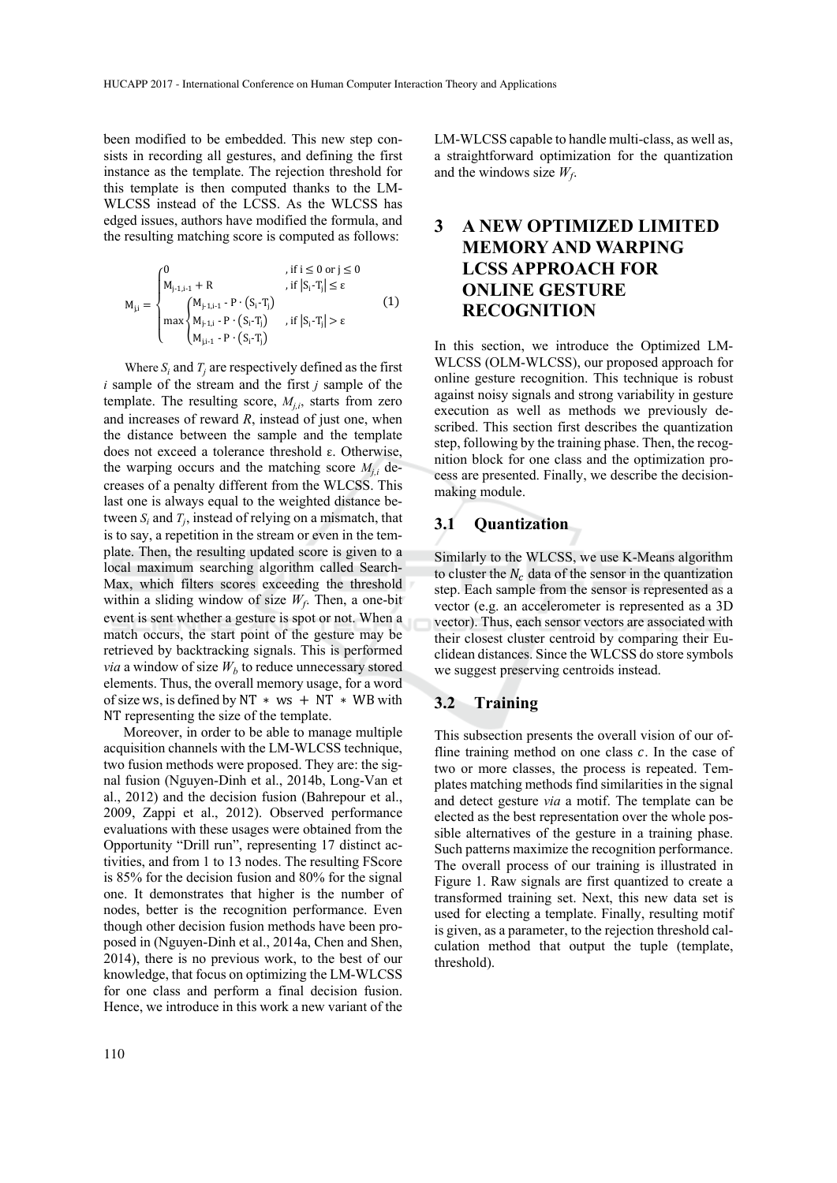been modified to be embedded. This new step consists in recording all gestures, and defining the first instance as the template. The rejection threshold for this template is then computed thanks to the LM-WLCSS instead of the LCSS. As the WLCSS has edged issues, authors have modified the formula, and the resulting matching score is computed as follows:

$$M_{j,i} = \begin{cases} 0 & \text{, if } i \leq 0 \text{ or } j \leq 0 \\ M_{j-1,i-1} + R & \text{, if } |S_i\text{-}T_j| \leq \varepsilon \\ \max \begin{cases} M_{j-1,i-1} - P \cdot (S_i\text{-}T_j) \\ M_{j-1,i} - P \cdot (S_i\text{-}T_j) \\ M_{j,i-1} - P \cdot (S_i\text{-}T_j) \end{cases} & \text{, if } |S_i\text{-}T_j| > \varepsilon \end{cases} \quad (1)$$

Where $S_i$ and $T_j$ are respectively defined as the first $i$ sample of the stream and the first $j$ sample of the template. The resulting score, $M_{j,i}$, starts from zero and increases of reward $R$, instead of just one, when the distance between the sample and the template does not exceed a tolerance threshold ε. Otherwise, the warping occurs and the matching score $M_{j,i}$ decreases of a penalty different from the WLCSS. This last one is always equal to the weighted distance between $S_i$ and $T_j$, instead of relying on a mismatch, that is to say, a repetition in the stream or even in the template. Then, the resulting updated score is given to a local maximum searching algorithm called SearchMax, which filters scores exceeding the threshold within a sliding window of size $W_f$. Then, a one-bit event is sent whether a gesture is spot or not. When a match occurs, the start point of the gesture may be retrieved by backtracking signals. This is performed *via* a window of size $W_b$ to reduce unnecessary stored elements. Thus, the overall memory usage, for a word of size ws, is defined by $NT * ws + NT * WB$ with NT representing the size of the template.

Moreover, in order to be able to manage multiple acquisition channels with the LM-WLCSS technique, two fusion methods were proposed. They are: the signal fusion (Nguyen-Dinh et al., 2014b, Long-Van et al., 2012) and the decision fusion (Bahrepour et al., 2009, Zappi et al., 2012). Observed performance evaluations with these usages were obtained from the Opportunity "Drill run", representing 17 distinct activities, and from 1 to 13 nodes. The resulting FScore is 85% for the decision fusion and 80% for the signal one. It demonstrates that higher is the number of nodes, better is the recognition performance. Even though other decision fusion methods have been proposed in (Nguyen-Dinh et al., 2014a, Chen and Shen, 2014), there is no previous work, to the best of our knowledge, that focus on optimizing the LM-WLCSS for one class and perform a final decision fusion. Hence, we introduce in this work a new variant of the LM-WLCSS capable to handle multi-class, as well as, a straightforward optimization for the quantization and the windows size $W_f$.

# 3 A NEW OPTIMIZED LIMITED MEMORY AND WARPING LCSS APPROACH FOR ONLINE GESTURE RECOGNITION

In this section, we introduce the Optimized LM-WLCSS (OLM-WLCSS), our proposed approach for online gesture recognition. This technique is robust against noisy signals and strong variability in gesture execution as well as methods we previously described. This section first describes the quantization step, following by the training phase. Then, the recognition block for one class and the optimization process are presented. Finally, we describe the decision-making module.

## 3.1 Quantization

Similarly to the WLCSS, we use K-Means algorithm to cluster the $N_c$ data of the sensor in the quantization step. Each sample from the sensor is represented as a vector (e.g. an accelerometer is represented as a 3D vector). Thus, each sensor vectors are associated with their closest cluster centroid by comparing their Euclidean distances. Since the WLCSS do store symbols we suggest preserving centroids instead.

## 3.2 Training

This subsection presents the overall vision of our offline training method on one class $c$. In the case of two or more classes, the process is repeated. Templates matching methods find similarities in the signal and detect gesture *via* a motif. The template can be elected as the best representation over the whole possible alternatives of the gesture in a training phase. Such patterns maximize the recognition performance. The overall process of our training is illustrated in Figure 1. Raw signals are first quantized to create a transformed training set. Next, this new data set is used for electing a template. Finally, resulting motif is given, as a parameter, to the rejection threshold calculation method that output the tuple (template, threshold).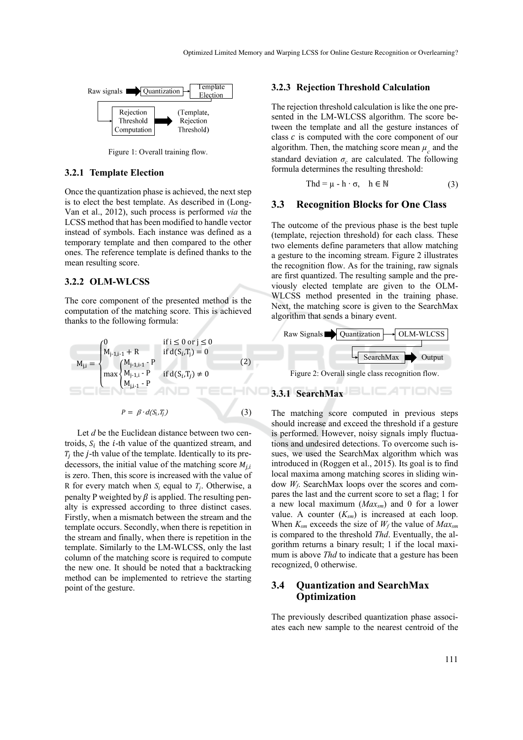Raw signals → Quantization → Template Election → Rejection Threshold Computation → (Template, Rejection Threshold)

Figure 1: Overall training flow.

### 3.2.1 Template Election

Once the quantization phase is achieved, the next step is to elect the best template. As described in (Long-Van et al., 2012), such process is performed *via* the LCSS method that has been modified to handle vector instead of symbols. Each instance was defined as a temporary template and then compared to the other ones. The reference template is defined thanks to the mean resulting score.

### 3.2.2 OLM-WLCSS

The core component of the presented method is the computation of the matching score. This is achieved thanks to the following formula:

$$M_{j,i} = \begin{cases} 0 & \text{if } i \leq 0 \text{ or } j \leq 0 \\ M_{j-1,i-1} + R & \text{if } d(S_i, T_j) = 0 \\ \max \begin{cases} M_{j-1,i-1} - P \\ M_{j-1,i} - P \\ M_{j,i-1} - P \end{cases} & \text{if } d(S_i, T_j) \neq 0 \end{cases} \quad (2)$$

$$P = \beta \cdot d(S_i, T_j) \quad (3)$$

Let $d$ be the Euclidean distance between two centroids, $S_i$ the $i$-th value of the quantized stream, and $T_j$ the $j$-th value of the template. Identically to its predecessors, the initial value of the matching score $M_{j,i}$ is zero. Then, this score is increased with the value of R for every match when $S_i$ equal to $T_j$. Otherwise, a penalty P weighted by $\beta$ is applied. The resulting penalty is expressed according to three distinct cases. Firstly, when a mismatch between the stream and the template occurs. Secondly, when there is repetition in the stream and finally, when there is repetition in the template. Similarly to the LM-WLCSS, only the last column of the matching score is required to compute the new one. It should be noted that a backtracking method can be implemented to retrieve the starting point of the gesture.

### 3.2.3 Rejection Threshold Calculation

The rejection threshold calculation is like the one presented in the LM-WLCSS algorithm. The score between the template and all the gesture instances of class $c$ is computed with the core component of our algorithm. Then, the matching score mean $\mu_c$ and the standard deviation $\sigma_c$ are calculated. The following formula determines the resulting threshold:

$$\text{Thd} = \mu - h \cdot \sigma, \quad h \in \mathbb{N} \quad (3)$$

## 3.3 Recognition Blocks for One Class

The outcome of the previous phase is the best tuple (template, rejection threshold) for each class. These two elements define parameters that allow matching a gesture to the incoming stream. Figure 2 illustrates the recognition flow. As for the training, raw signals are first quantized. The resulting sample and the previously elected template are given to the OLM-WLCSS method presented in the training phase. Next, the matching score is given to the SearchMax algorithm that sends a binary event.

Raw Signals → Quantization → OLM-WLCSS → SearchMax → Output

Figure 2: Overall single class recognition flow.

### 3.3.1 SearchMax

The matching score computed in previous steps should increase and exceed the threshold if a gesture is performed. However, noisy signals imply fluctuations and undesired detections. To overcome such issues, we used the SearchMax algorithm which was introduced in (Roggen et al., 2015). Its goal is to find local maxima among matching scores in sliding window $W_f$. SearchMax loops over the scores and compares the last and the current score to set a flag; 1 for a new local maximum ($Max_{sm}$) and 0 for a lower value. A counter ($K_{sm}$) is increased at each loop. When $K_{sm}$ exceeds the size of $W_f$ the value of $Max_{sm}$ is compared to the threshold *Thd*. Eventually, the algorithm returns a binary result; 1 if the local maximum is above *Thd* to indicate that a gesture has been recognized, 0 otherwise.

## 3.4 Quantization and SearchMax Optimization

The previously described quantization phase associates each new sample to the nearest centroid of the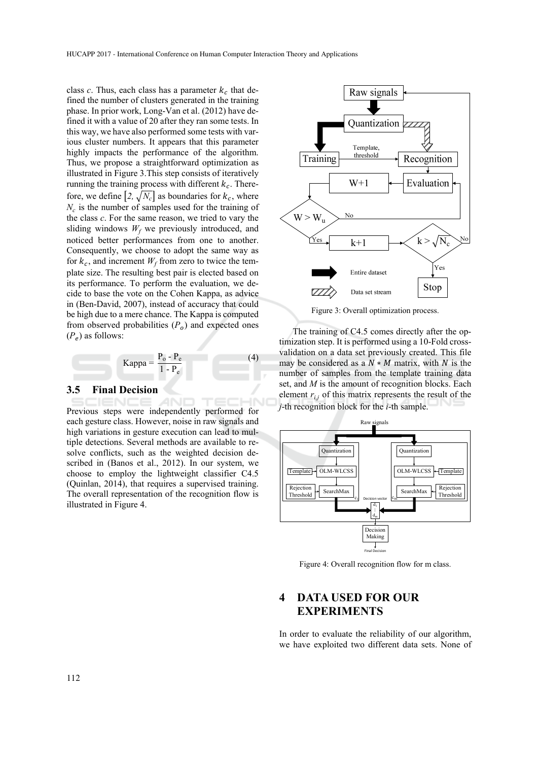class *c*. Thus, each class has a parameter $k_c$ that defined the number of clusters generated in the training phase. In prior work, Long-Van et al. (2012) have defined it with a value of 20 after they ran some tests. In this way, we have also performed some tests with various cluster numbers. It appears that this parameter highly impacts the performance of the algorithm. Thus, we propose a straightforward optimization as illustrated in Figure 3.This step consists of iteratively running the training process with different $k_c$. Therefore, we define $\left[2, \sqrt{N_c}\right]$ as boundaries for $k_c$, where $N_c$ is the number of samples used for the training of the class *c*. For the same reason, we tried to vary the sliding windows $W_f$ we previously introduced, and noticed better performances from one to another. Consequently, we choose to adopt the same way as for $k_c$, and increment $W_f$ from zero to twice the template size. The resulting best pair is elected based on its performance. To perform the evaluation, we decide to base the vote on the Cohen Kappa, as advice in (Ben-David, 2007), instead of accuracy that could be high due to a mere chance. The Kappa is computed from observed probabilities ($P_o$) and expected ones ($P_e$) as follows:

$$\text{Kappa} = \frac{P_o - P_e}{1 - P_e} \tag{4}$$

### 3.5 Final Decision

Previous steps were independently performed for each gesture class. However, noise in raw signals and high variations in gesture execution can lead to multiple detections. Several methods are available to resolve conflicts, such as the weighted decision described in (Banos et al., 2012). In our system, we choose to employ the lightweight classifier C4.5 (Quinlan, 2014), that requires a supervised training. The overall representation of the recognition flow is illustrated in Figure 4.

Figure 3: Overall optimization process.

The training of C4.5 comes directly after the optimization step. It is performed using a 10-Fold cross-validation on a data set previously created. This file may be considered as a $N * M$ matrix, with $N$ is the number of samples from the template training data set, and *M* is the amount of recognition blocks. Each element $r_{i,j}$ of this matrix represents the result of the *j*-th recognition block for the *i*-th sample.

Figure 4: Overall recognition flow for m class.

## 4 DATA USED FOR OUR EXPERIMENTS

In order to evaluate the reliability of our algorithm, we have exploited two different data sets. None of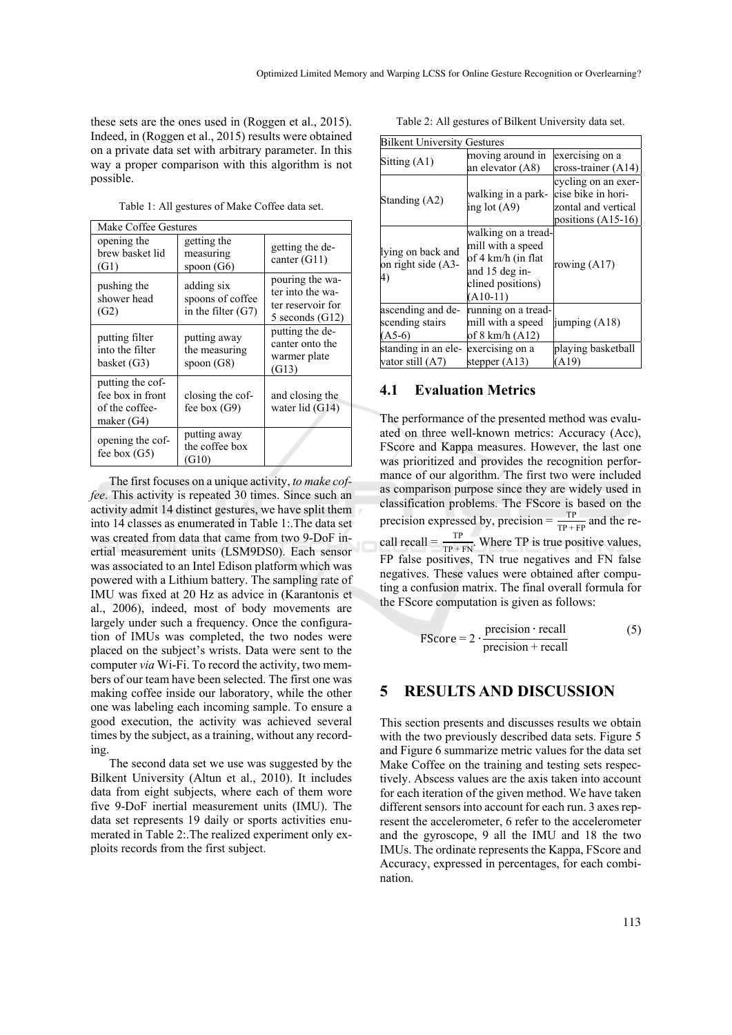these sets are the ones used in (Roggen et al., 2015). Indeed, in (Roggen et al., 2015) results were obtained on a private data set with arbitrary parameter. In this way a proper comparison with this algorithm is not possible.

Table 1: All gestures of Make Coffee data set.

| Make Coffee Gestures | | |
|---|---|---|
| opening the brew basket lid (G1) | getting the measuring spoon (G6) | getting the decanter (G11) |
| pushing the shower head (G2) | adding six spoons of coffee in the filter (G7) | pouring the water into the water reservoir for 5 seconds (G12) |
| putting filter into the filter basket (G3) | putting away the measuring spoon (G8) | putting the decanter onto the warmer plate (G13) |
| putting the coffee box in front of the coffee-maker (G4) | closing the coffee box (G9) | and closing the water lid (G14) |
| opening the coffee box (G5) | putting away the coffee box (G10) | |

The first focuses on a unique activity, *to make coffee*. This activity is repeated 30 times. Since such an activity admit 14 distinct gestures, we have split them into 14 classes as enumerated in Table 1:.The data set was created from data that came from two 9-DoF inertial measurement units (LSM9DS0). Each sensor was associated to an Intel Edison platform which was powered with a Lithium battery. The sampling rate of IMU was fixed at 20 Hz as advice in (Karantonis et al., 2006), indeed, most of body movements are largely under such a frequency. Once the configuration of IMUs was completed, the two nodes were placed on the subject's wrists. Data were sent to the computer *via* Wi-Fi. To record the activity, two members of our team have been selected. The first one was making coffee inside our laboratory, while the other one was labeling each incoming sample. To ensure a good execution, the activity was achieved several times by the subject, as a training, without any recording.

The second data set we use was suggested by the Bilkent University (Altun et al., 2010). It includes data from eight subjects, where each of them wore five 9-DoF inertial measurement units (IMU). The data set represents 19 daily or sports activities enumerated in Table 2:.The realized experiment only exploits records from the first subject.

Table 2: All gestures of Bilkent University data set.

| Bilkent University Gestures | | |
|---|---|---|
| Sitting (A1) | moving around in an elevator (A8) | exercising on a cross-trainer (A14) |
| Standing (A2) | walking in a parking lot (A9) | cycling on an exercise bike in horizontal and vertical positions (A15-16) |
| lying on back and on right side (A3-4) | walking on a treadmill with a speed of 4 km/h (in flat and 15 deg inclined positions) (A10-11) | rowing (A17) |
| ascending and descending stairs (A5-6) | running on a treadmill with a speed of 8 km/h (A12) | jumping (A18) |
| standing in an elevator still (A7) | exercising on a stepper (A13) | playing basketball (A19) |

## 4.1 Evaluation Metrics

The performance of the presented method was evaluated on three well-known metrics: Accuracy (Acc), FScore and Kappa measures. However, the last one was prioritized and provides the recognition performance of our algorithm. The first two were included as comparison purpose since they are widely used in classification problems. The FScore is based on the precision expressed by, precision = $\frac{TP}{TP + FP}$ and the recall recall = $\frac{TP}{TP + FN}$. Where TP is true positive values, FP false positives, TN true negatives and FN false negatives. These values were obtained after computing a confusion matrix. The final overall formula for the FScore computation is given as follows:

$$\text{FScore} = 2 \cdot \frac{\text{precision} \cdot \text{recall}}{\text{precision} + \text{recall}} \tag{5}$$

# 5 RESULTS AND DISCUSSION

This section presents and discusses results we obtain with the two previously described data sets. Figure 5 and Figure 6 summarize metric values for the data set Make Coffee on the training and testing sets respectively. Abscess values are the axis taken into account for each iteration of the given method. We have taken different sensors into account for each run. 3 axes represent the accelerometer, 6 refer to the accelerometer and the gyroscope, 9 all the IMU and 18 the two IMUs. The ordinate represents the Kappa, FScore and Accuracy, expressed in percentages, for each combination.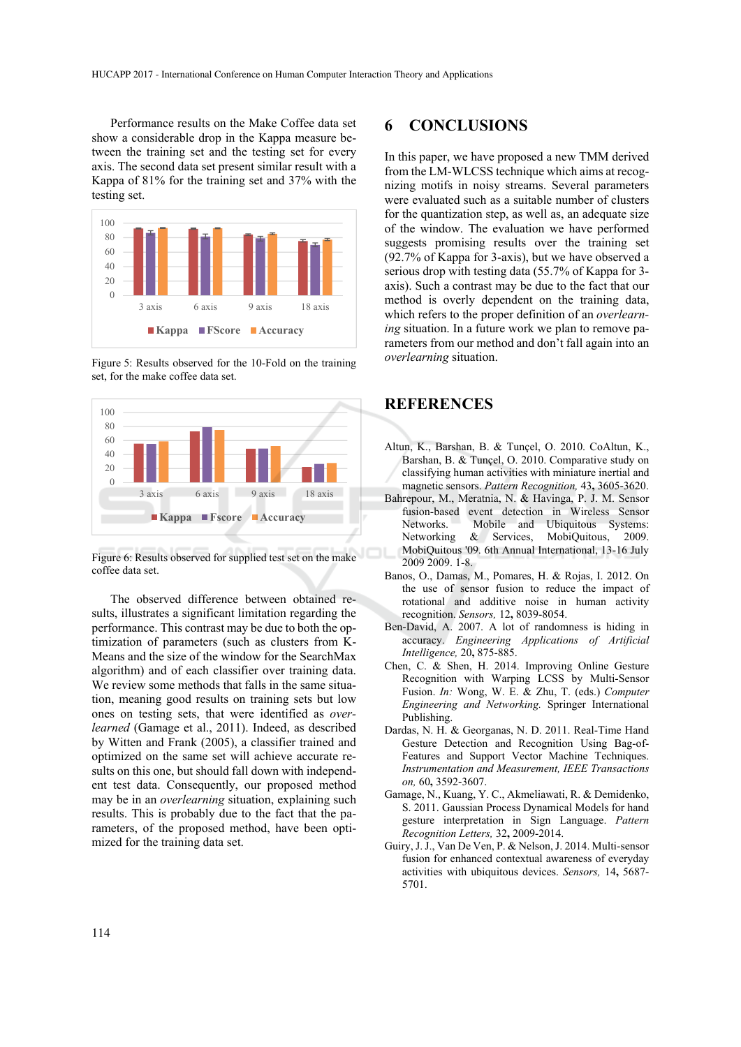Performance results on the Make Coffee data set show a considerable drop in the Kappa measure between the training set and the testing set for every axis. The second data set present similar result with a Kappa of 81% for the training set and 37% with the testing set.

Figure 5: Results observed for the 10-Fold on the training set, for the make coffee data set.

Figure 6: Results observed for supplied test set on the make coffee data set.

The observed difference between obtained results, illustrates a significant limitation regarding the performance. This contrast may be due to both the optimization of parameters (such as clusters from K-Means and the size of the window for the SearchMax algorithm) and of each classifier over training data. We review some methods that falls in the same situation, meaning good results on training sets but low ones on testing sets, that were identified as *overlearned* (Gamage et al., 2011). Indeed, as described by Witten and Frank (2005), a classifier trained and optimized on the same set will achieve accurate results on this one, but should fall down with independent test data. Consequently, our proposed method may be in an *overlearning* situation, explaining such results. This is probably due to the fact that the parameters, of the proposed method, have been optimized for the training data set.

# 6 CONCLUSIONS

In this paper, we have proposed a new TMM derived from the LM-WLCSS technique which aims at recognizing motifs in noisy streams. Several parameters were evaluated such as a suitable number of clusters for the quantization step, as well as, an adequate size of the window. The evaluation we have performed suggests promising results over the training set (92.7% of Kappa for 3-axis), but we have observed a serious drop with testing data (55.7% of Kappa for 3-axis). Such a contrast may be due to the fact that our method is overly dependent on the training data, which refers to the proper definition of an *overlearning* situation. In a future work we plan to remove parameters from our method and don't fall again into an *overlearning* situation.

# REFERENCES

Altun, K., Barshan, B. & Tunçel, O. 2010. CoAltun, K., Barshan, B. & Tunçel, O. 2010. Comparative study on classifying human activities with miniature inertial and magnetic sensors. *Pattern Recognition,* 43, 3605-3620.

Bahrepour, M., Meratnia, N. & Havinga, P. J. M. Sensor fusion-based event detection in Wireless Sensor Networks. Mobile and Ubiquitous Systems: Networking & Services, MobiQuitous, 2009. MobiQuitous '09. 6th Annual International, 13-16 July 2009 2009. 1-8.

Banos, O., Damas, M., Pomares, H. & Rojas, I. 2012. On the use of sensor fusion to reduce the impact of rotational and additive noise in human activity recognition. *Sensors,* 12, 8039-8054.

Ben-David, A. 2007. A lot of randomness is hiding in accuracy. *Engineering Applications of Artificial Intelligence,* 20, 875-885.

Chen, C. & Shen, H. 2014. Improving Online Gesture Recognition with Warping LCSS by Multi-Sensor Fusion. *In:* Wong, W. E. & Zhu, T. (eds.) *Computer Engineering and Networking.* Springer International Publishing.

Dardas, N. H. & Georganas, N. D. 2011. Real-Time Hand Gesture Detection and Recognition Using Bag-of-Features and Support Vector Machine Techniques. *Instrumentation and Measurement, IEEE Transactions on,* 60, 3592-3607.

Gamage, N., Kuang, Y. C., Akmeliawati, R. & Demidenko, S. 2011. Gaussian Process Dynamical Models for hand gesture interpretation in Sign Language. *Pattern Recognition Letters,* 32, 2009-2014.

Guiry, J. J., Van De Ven, P. & Nelson, J. 2014. Multi-sensor fusion for enhanced contextual awareness of everyday activities with ubiquitous devices. *Sensors,* 14, 5687-5701.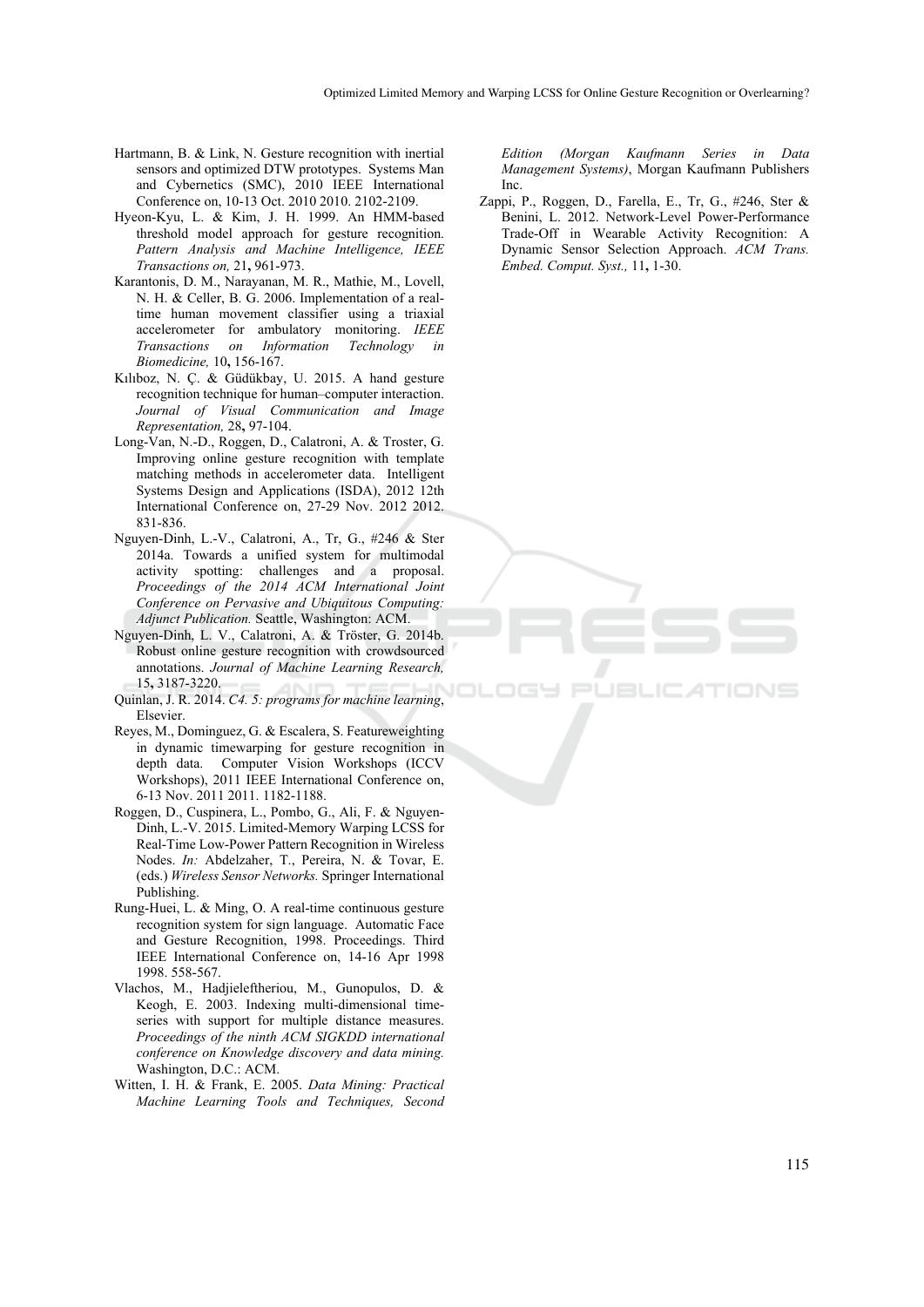Hartmann, B. & Link, N. Gesture recognition with inertial sensors and optimized DTW prototypes. Systems Man and Cybernetics (SMC), 2010 IEEE International Conference on, 10-13 Oct. 2010 2010. 2102-2109.

Hyeon-Kyu, L. & Kim, J. H. 1999. An HMM-based threshold model approach for gesture recognition. *Pattern Analysis and Machine Intelligence, IEEE Transactions on,* 21**,** 961-973.

Karantonis, D. M., Narayanan, M. R., Mathie, M., Lovell, N. H. & Celler, B. G. 2006. Implementation of a real-time human movement classifier using a triaxial accelerometer for ambulatory monitoring. *IEEE Transactions on Information Technology in Biomedicine,* 10**,** 156-167.

Kılıboz, N. Ç. & Güdükbay, U. 2015. A hand gesture recognition technique for human–computer interaction. *Journal of Visual Communication and Image Representation,* 28**,** 97-104.

Long-Van, N.-D., Roggen, D., Calatroni, A. & Troster, G. Improving online gesture recognition with template matching methods in accelerometer data. Intelligent Systems Design and Applications (ISDA), 2012 12th International Conference on, 27-29 Nov. 2012 2012. 831-836.

Nguyen-Dinh, L.-V., Calatroni, A., Tr, G., #246 & Ster 2014a. Towards a unified system for multimodal activity spotting: challenges and a proposal. *Proceedings of the 2014 ACM International Joint Conference on Pervasive and Ubiquitous Computing: Adjunct Publication.* Seattle, Washington: ACM.

Nguyen-Dinh, L. V., Calatroni, A. & Tröster, G. 2014b. Robust online gesture recognition with crowdsourced annotations. *Journal of Machine Learning Research,* 15**,** 3187-3220.

Quinlan, J. R. 2014. *C4. 5: programs for machine learning*, Elsevier.

Reyes, M., Dominguez, G. & Escalera, S. Featureweighting in dynamic timewarping for gesture recognition in depth data. Computer Vision Workshops (ICCV Workshops), 2011 IEEE International Conference on, 6-13 Nov. 2011 2011. 1182-1188.

Roggen, D., Cuspinera, L., Pombo, G., Ali, F. & Nguyen-Dinh, L.-V. 2015. Limited-Memory Warping LCSS for Real-Time Low-Power Pattern Recognition in Wireless Nodes. *In:* Abdelzaher, T., Pereira, N. & Tovar, E. (eds.) *Wireless Sensor Networks.* Springer International Publishing.

Rung-Huei, L. & Ming, O. A real-time continuous gesture recognition system for sign language. Automatic Face and Gesture Recognition, 1998. Proceedings. Third IEEE International Conference on, 14-16 Apr 1998 1998. 558-567.

Vlachos, M., Hadjieleftheriou, M., Gunopulos, D. & Keogh, E. 2003. Indexing multi-dimensional time-series with support for multiple distance measures. *Proceedings of the ninth ACM SIGKDD international conference on Knowledge discovery and data mining.* Washington, D.C.: ACM.

Witten, I. H. & Frank, E. 2005. *Data Mining: Practical Machine Learning Tools and Techniques, Second Edition (Morgan Kaufmann Series in Data Management Systems)*, Morgan Kaufmann Publishers Inc.

Zappi, P., Roggen, D., Farella, E., Tr, G., #246, Ster & Benini, L. 2012. Network-Level Power-Performance Trade-Off in Wearable Activity Recognition: A Dynamic Sensor Selection Approach. *ACM Trans. Embed. Comput. Syst.,* 11**,** 1-30.